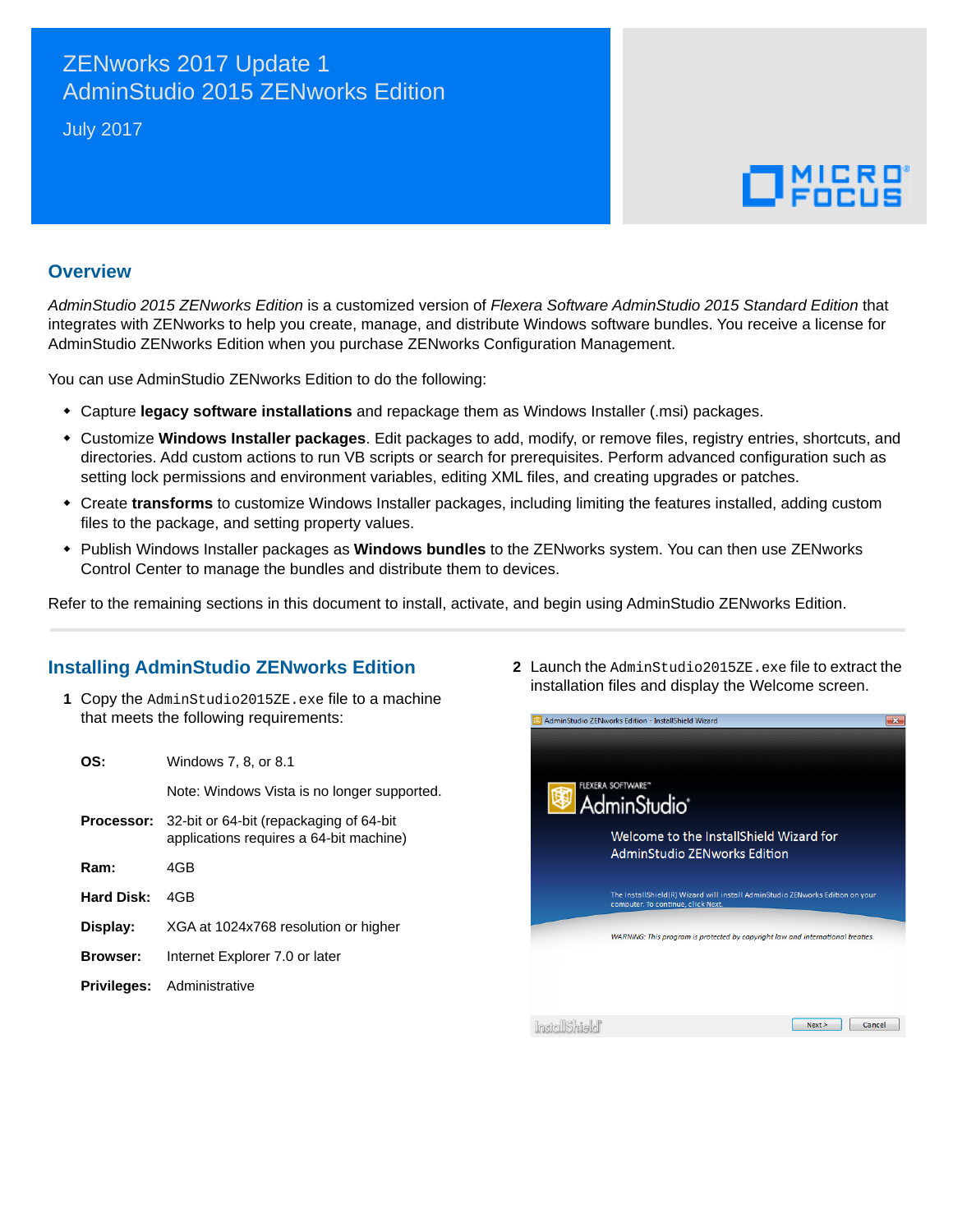# ZENworks 2017 Update 1
# AdminStudio 2015 ZENworks Edition

July 2017

## Overview

*AdminStudio 2015 ZENworks Edition* is a customized version of *Flexera Software AdminStudio 2015 Standard Edition* that integrates with ZENworks to help you create, manage, and distribute Windows software bundles. You receive a license for AdminStudio ZENworks Edition when you purchase ZENworks Configuration Management.

You can use AdminStudio ZENworks Edition to do the following:

- Capture **legacy software installations** and repackage them as Windows Installer (.msi) packages.
- Customize **Windows Installer packages**. Edit packages to add, modify, or remove files, registry entries, shortcuts, and directories. Add custom actions to run VB scripts or search for prerequisites. Perform advanced configuration such as setting lock permissions and environment variables, editing XML files, and creating upgrades or patches.
- Create **transforms** to customize Windows Installer packages, including limiting the features installed, adding custom files to the package, and setting property values.
- Publish Windows Installer packages as **Windows bundles** to the ZENworks system. You can then use ZENworks Control Center to manage the bundles and distribute them to devices.

Refer to the remaining sections in this document to install, activate, and begin using AdminStudio ZENworks Edition.

## Installing AdminStudio ZENworks Edition

1. Copy the `AdminStudio2015ZE.exe` file to a machine that meets the following requirements:

| | |
|---|---|
| **OS:** | Windows 7, 8, or 8.1 |
| | Note: Windows Vista is no longer supported. |
| **Processor:** | 32-bit or 64-bit (repackaging of 64-bit applications requires a 64-bit machine) |
| **Ram:** | 4GB |
| **Hard Disk:** | 4GB |
| **Display:** | XGA at 1024x768 resolution or higher |
| **Browser:** | Internet Explorer 7.0 or later |
| **Privileges:** | Administrative |

2. Launch the `AdminStudio2015ZE.exe` file to extract the installation files and display the Welcome screen.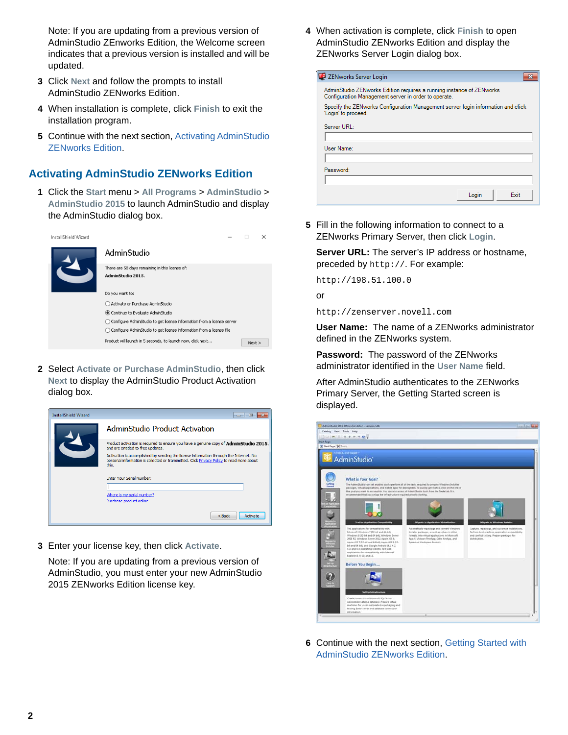Note: If you are updating from a previous version of AdminStudio ZEnworks Edition, the Welcome screen indicates that a previous version is installed and will be updated.

3 Click **Next** and follow the prompts to install AdminStudio ZENworks Edition.

4 When installation is complete, click **Finish** to exit the installation program.

5 Continue with the next section, Activating AdminStudio ZENworks Edition.

## Activating AdminStudio ZENworks Edition

1 Click the **Start** menu > **All Programs** > **AdminStudio** > **AdminStudio 2015** to launch AdminStudio and display the AdminStudio dialog box.

2 Select **Activate or Purchase AdminStudio**, then click **Next** to display the AdminStudio Product Activation dialog box.

3 Enter your license key, then click **Activate**.

Note: If you are updating from a previous version of AdminStudio, you must enter your new AdminStudio 2015 ZENworks Edition license key.

4 When activation is complete, click **Finish** to open AdminStudio ZENworks Edition and display the ZENworks Server Login dialog box.

5 Fill in the following information to connect to a ZENworks Primary Server, then click **Login**.

**Server URL:** The server's IP address or hostname, preceded by `http://`. For example:

`http://198.51.100.0`

or

`http://zenserver.novell.com`

**User Name:** The name of a ZENworks administrator defined in the ZENworks system.

**Password:** The password of the ZENworks administrator identified in the **User Name** field.

After AdminStudio authenticates to the ZENworks Primary Server, the Getting Started screen is displayed.

6 Continue with the next section, Getting Started with AdminStudio ZENworks Edition.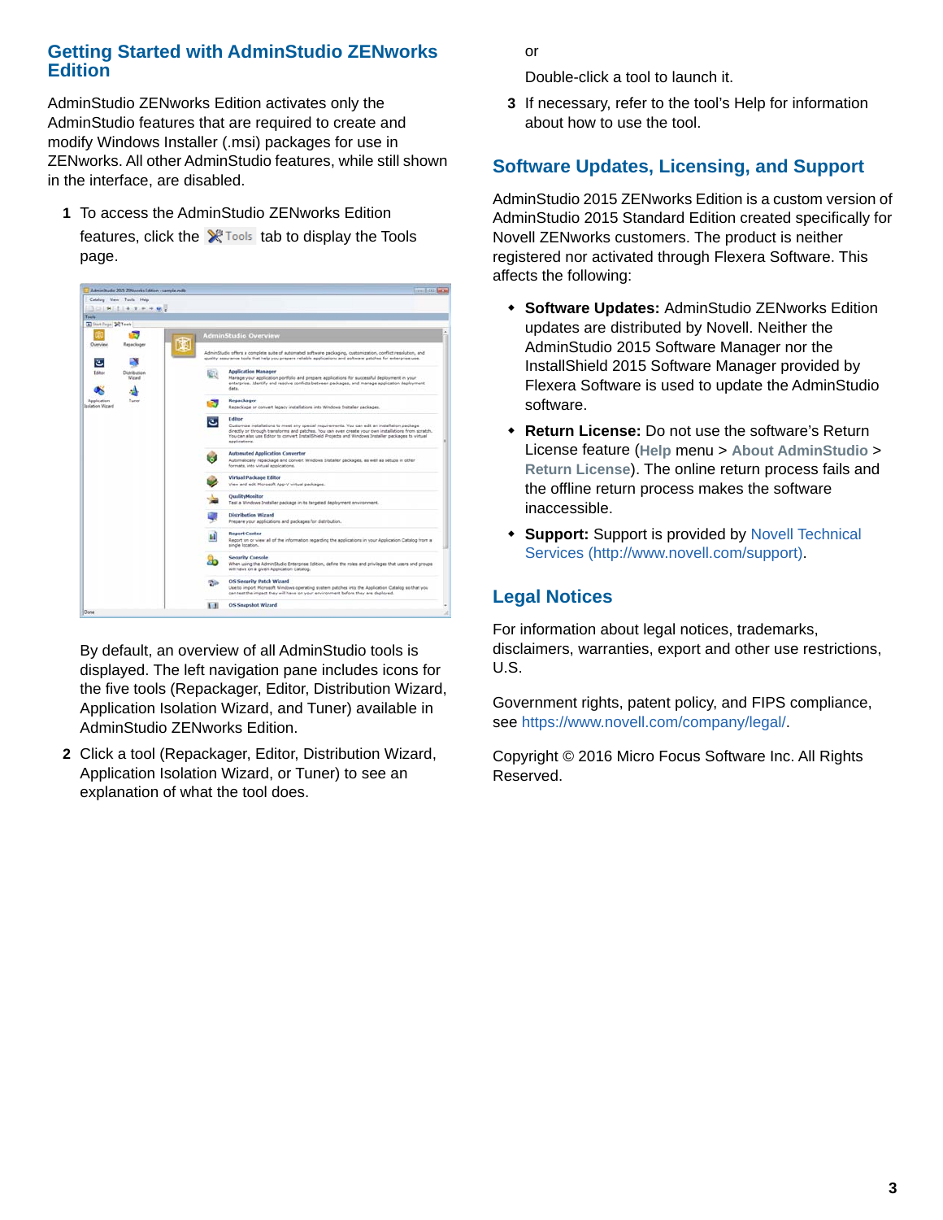## Getting Started with AdminStudio ZENworks Edition

AdminStudio ZENworks Edition activates only the AdminStudio features that are required to create and modify Windows Installer (.msi) packages for use in ZENworks. All other AdminStudio features, while still shown in the interface, are disabled.

1. To access the AdminStudio ZENworks Edition features, click the Tools tab to display the Tools page.

   By default, an overview of all AdminStudio tools is displayed. The left navigation pane includes icons for the five tools (Repackager, Editor, Distribution Wizard, Application Isolation Wizard, and Tuner) available in AdminStudio ZENworks Edition.

2. Click a tool (Repackager, Editor, Distribution Wizard, Application Isolation Wizard, or Tuner) to see an explanation of what the tool does.

   or

   Double-click a tool to launch it.

3. If necessary, refer to the tool's Help for information about how to use the tool.

## Software Updates, Licensing, and Support

AdminStudio 2015 ZENworks Edition is a custom version of AdminStudio 2015 Standard Edition created specifically for Novell ZENworks customers. The product is neither registered nor activated through Flexera Software. This affects the following:

- **Software Updates:** AdminStudio ZENworks Edition updates are distributed by Novell. Neither the AdminStudio 2015 Software Manager nor the InstallShield 2015 Software Manager provided by Flexera Software is used to update the AdminStudio software.
- **Return License:** Do not use the software's Return License feature (Help menu > About AdminStudio > Return License). The online return process fails and the offline return process makes the software inaccessible.
- **Support:** Support is provided by Novell Technical Services (http://www.novell.com/support).

## Legal Notices

For information about legal notices, trademarks, disclaimers, warranties, export and other use restrictions, U.S.

Government rights, patent policy, and FIPS compliance, see https://www.novell.com/company/legal/.

Copyright © 2016 Micro Focus Software Inc. All Rights Reserved.